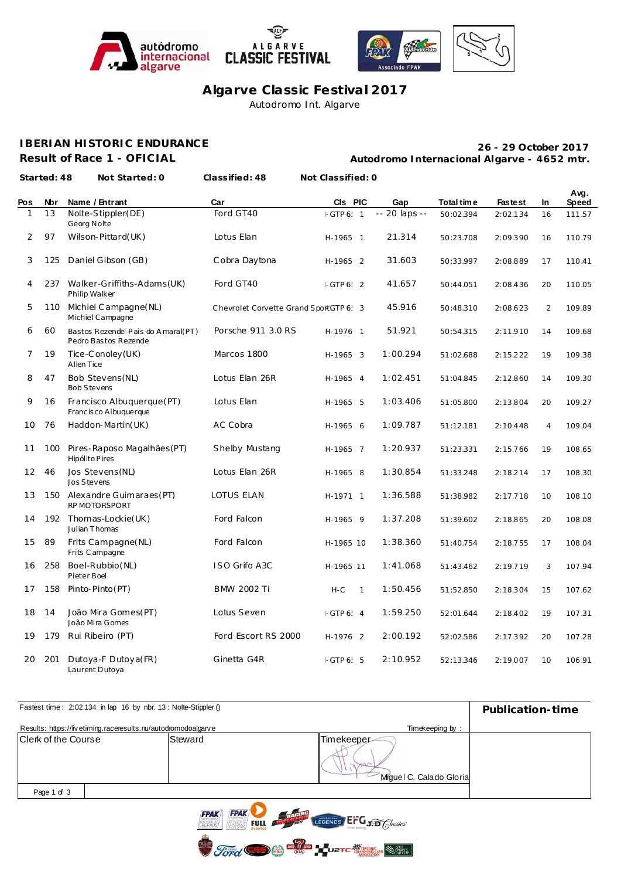# Algarve Classic Festival 2017

Autodromo Int. Algarve

## IBERIAN HISTORIC ENDURANCE

**Result of Race 1 - OFICIAL**

**26 - 29 October 2017**

**Autodromo Internacional Algarve - 4652 mtr.**

**Started: 48** **Not Started: 0** **Classified: 48** **Not Classified: 0**

| Pos | Nbr | Name / Entrant | Car | Cls | PIC | Gap | Total time | Fastest | In | Avg. Speed |
|---|---|---|---|---|---|---|---|---|---|---|
| 1 | 13 | Nolte-Stippler(DE)<br>Georg Nolte | Ford GT40 | I-GTP 6! | 1 | -- 20 laps -- | 50:02.394 | 2:02.134 | 16 | 111.57 |
| 2 | 97 | Wilson-Pittard(UK) | Lotus Elan | H-1965 | 1 | 21.314 | 50:23.708 | 2:09.390 | 16 | 110.79 |
| 3 | 125 | Daniel Gibson (GB) | Cobra Daytona | H-1965 | 2 | 31.603 | 50:33.997 | 2:08.889 | 17 | 110.41 |
| 4 | 237 | Walker-Griffiths-Adams(UK)<br>Philip Walker | Ford GT40 | I-GTP 6! | 2 | 41.657 | 50:44.051 | 2:08.436 | 20 | 110.05 |
| 5 | 110 | Michiel Campagne(NL)<br>Michiel Campagne | Chevrolet Corvette Grand Sport | GTP 6! | 3 | 45.916 | 50:48.310 | 2:08.623 | 2 | 109.89 |
| 6 | 60 | Bastos Rezende-Pais do Amaral(PT)<br>Pedro Bastos Rezende | Porsche 911 3.0 RS | H-1976 | 1 | 51.921 | 50:54.315 | 2:11.910 | 14 | 109.68 |
| 7 | 19 | Tice-Conoley(UK)<br>Allen Tice | Marcos 1800 | H-1965 | 3 | 1:00.294 | 51:02.688 | 2:15.222 | 19 | 109.38 |
| 8 | 47 | Bob Stevens(NL)<br>Bob Stevens | Lotus Elan 26R | H-1965 | 4 | 1:02.451 | 51:04.845 | 2:12.860 | 14 | 109.30 |
| 9 | 16 | Francisco Albuquerque(PT)<br>Francisco Albuquerque | Lotus Elan | H-1965 | 5 | 1:03.406 | 51:05.800 | 2:13.804 | 20 | 109.27 |
| 10 | 76 | Haddon-Martin(UK) | AC Cobra | H-1965 | 6 | 1:09.787 | 51:12.181 | 2:10.448 | 4 | 109.04 |
| 11 | 100 | Pires-Raposo Magalhães(PT)<br>Hipólito Pires | Shelby Mustang | H-1965 | 7 | 1:20.937 | 51:23.331 | 2:15.766 | 19 | 108.65 |
| 12 | 46 | Jos Stevens(NL)<br>Jos Stevens | Lotus Elan 26R | H-1965 | 8 | 1:30.854 | 51:33.248 | 2:18.214 | 17 | 108.30 |
| 13 | 150 | Alexandre Guimaraes(PT)<br>RP MOTORSPORT | LOTUS ELAN | H-1971 | 1 | 1:36.588 | 51:38.982 | 2:17.718 | 10 | 108.10 |
| 14 | 192 | Thomas-Lockie(UK)<br>Julian Thomas | Ford Falcon | H-1965 | 9 | 1:37.208 | 51:39.602 | 2:18.865 | 20 | 108.08 |
| 15 | 89 | Frits Campagne(NL)<br>Frits Campagne | Ford Falcon | H-1965 | 10 | 1:38.360 | 51:40.754 | 2:18.755 | 17 | 108.04 |
| 16 | 258 | Boel-Rubbio(NL)<br>Pieter Boel | ISO Grifo A3C | H-1965 | 11 | 1:41.068 | 51:43.462 | 2:19.719 | 3 | 107.94 |
| 17 | 158 | Pinto-Pinto(PT) | BMW 2002 Ti | H-C | 1 | 1:50.456 | 51:52.850 | 2:18.304 | 15 | 107.62 |
| 18 | 14 | João Mira Gomes(PT)<br>João Mira Gomes | Lotus Seven | I-GTP 6! | 4 | 1:59.250 | 52:01.644 | 2:18.402 | 19 | 107.31 |
| 19 | 179 | Rui Ribeiro (PT) | Ford Escort RS 2000 | H-1976 | 2 | 2:00.192 | 52:02.586 | 2:17.392 | 20 | 107.28 |
| 20 | 201 | Dutoya-F Dutoya(FR)<br>Laurent Dutoya | Ginetta G4R | I-GTP 6! | 5 | 2:10.952 | 52:13.346 | 2:19.007 | 10 | 106.91 |

Fastest time : 2:02.134 in lap 16 by nbr. 13 : Nolte-Stippler ()

Results: https://livetiming.raceresults.nu/autodromodoalgarve

Timekeeping by :

**Publication-time**

| Clerk of the Course | Steward | Timekeeper |
|---|---|---|
| | | Miguel C. Calado Gloria |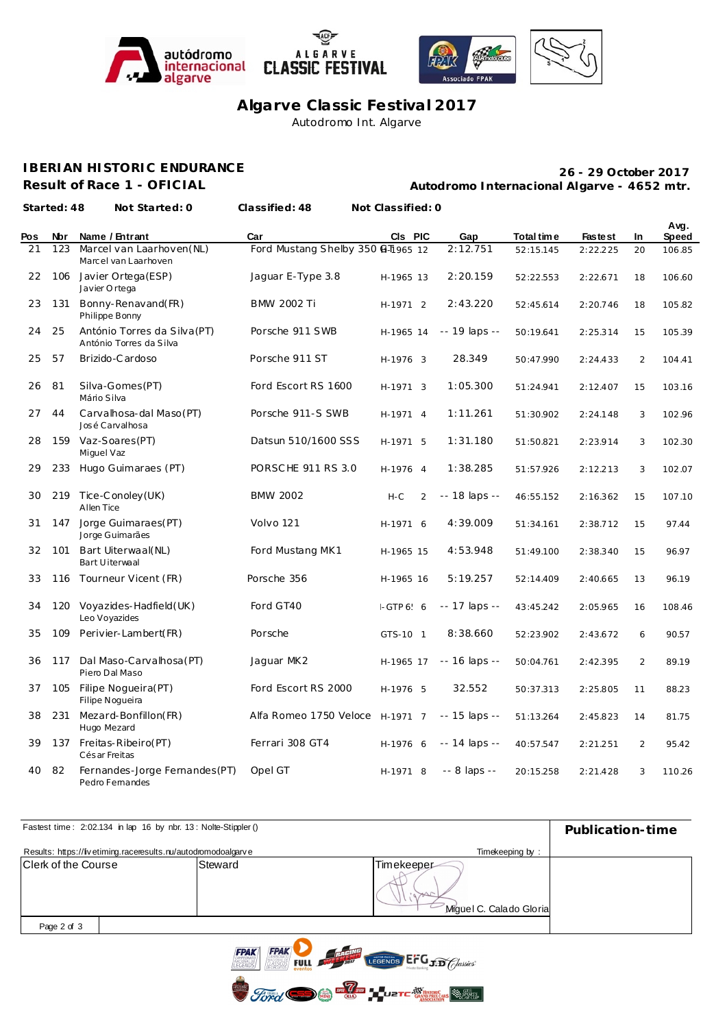# Algarve Classic Festival 2017

Autodromo Int. Algarve

## IBERIAN HISTORIC ENDURANCE

**Result of Race 1 - OFICIAL**

**26 - 29 October 2017**

**Autodromo Internacional Algarve - 4652 mtr.**

**Started: 48** **Not Started: 0** **Classified: 48** **Not Classified: 0**

| Pos | Nbr | Name / Entrant | Car | Cls | PIC | Gap | Total time | Fastest | In | Avg. Speed |
|---|---|---|---|---|---|---|---|---|---|---|
| 21 | 123 | Marcel van Laarhoven(NL) Marcel van Laarhoven | Ford Mustang Shelby 350 GT | H-1965 | 12 | 2:12.751 | 52:15.145 | 2:22.225 | 20 | 106.85 |
| 22 | 106 | Javier Ortega(ESP) Javier Ortega | Jaguar E-Type 3.8 | H-1965 | 13 | 2:20.159 | 52:22.553 | 2:22.671 | 18 | 106.60 |
| 23 | 131 | Bonny-Renavand(FR) Philippe Bonny | BMW 2002 Ti | H-1971 | 2 | 2:43.220 | 52:45.614 | 2:20.746 | 18 | 105.82 |
| 24 | 25 | António Torres da Silva(PT) António Torres da Silva | Porsche 911 SWB | H-1965 | 14 | -- 19 laps -- | 50:19.641 | 2:25.314 | 15 | 105.39 |
| 25 | 57 | Brizido-Cardoso | Porsche 911 ST | H-1976 | 3 | 28.349 | 50:47.990 | 2:24.433 | 2 | 104.41 |
| 26 | 81 | Silva-Gomes(PT) Mário Silva | Ford Escort RS 1600 | H-1971 | 3 | 1:05.300 | 51:24.941 | 2:12.407 | 15 | 103.16 |
| 27 | 44 | Carvalhosa-dal Maso(PT) José Carvalhosa | Porsche 911-S SWB | H-1971 | 4 | 1:11.261 | 51:30.902 | 2:24.148 | 3 | 102.96 |
| 28 | 159 | Vaz-Soares(PT) Miguel Vaz | Datsun 510/1600 SSS | H-1971 | 5 | 1:31.180 | 51:50.821 | 2:23.914 | 3 | 102.30 |
| 29 | 233 | Hugo Guimaraes (PT) | PORSCHE 911 RS 3.0 | H-1976 | 4 | 1:38.285 | 51:57.926 | 2:12.213 | 3 | 102.07 |
| 30 | 219 | Tice-Conoley(UK) Allen Tice | BMW 2002 | H-C | 2 | -- 18 laps -- | 46:55.152 | 2:16.362 | 15 | 107.10 |
| 31 | 147 | Jorge Guimaraes(PT) Jorge Guimarães | Volvo 121 | H-1971 | 6 | 4:39.009 | 51:34.161 | 2:38.712 | 15 | 97.44 |
| 32 | 101 | Bart Uiterwaal(NL) Bart Uiterwaal | Ford Mustang MK1 | H-1965 | 15 | 4:53.948 | 51:49.100 | 2:38.340 | 15 | 96.97 |
| 33 | 116 | Tourneur Vicent (FR) | Porsche 356 | H-1965 | 16 | 5:19.257 | 52:14.409 | 2:40.665 | 13 | 96.19 |
| 34 | 120 | Voyazides-Hadfield(UK) Leo Voyazides | Ford GT40 | I-GTP 6! | 6 | -- 17 laps -- | 43:45.242 | 2:05.965 | 16 | 108.46 |
| 35 | 109 | Perivier-Lambert(FR) | Porsche | GTS-10 | 1 | 8:38.660 | 52:23.902 | 2:43.672 | 6 | 90.57 |
| 36 | 117 | Dal Maso-Carvalhosa(PT) Piero Dal Maso | Jaguar MK2 | H-1965 | 17 | -- 16 laps -- | 50:04.761 | 2:42.395 | 2 | 89.19 |
| 37 | 105 | Filipe Nogueira(PT) Filipe Nogueira | Ford Escort RS 2000 | H-1976 | 5 | 32.552 | 50:37.313 | 2:25.805 | 11 | 88.23 |
| 38 | 231 | Mezard-Bonfillon(FR) Hugo Mezard | Alfa Romeo 1750 Veloce | H-1971 | 7 | -- 15 laps -- | 51:13.264 | 2:45.823 | 14 | 81.75 |
| 39 | 137 | Freitas-Ribeiro(PT) Césa r Freitas | Ferrari 308 GT4 | H-1976 | 6 | -- 14 laps -- | 40:57.547 | 2:21.251 | 2 | 95.42 |
| 40 | 82 | Fernandes-Jorge Fernandes(PT) Pedro Fernandes | Opel GT | H-1971 | 8 | -- 8 laps -- | 20:15.258 | 2:21.428 | 3 | 110.26 |

Fastest time : 2:02.134 in lap 16 by nbr. 13 : Nolte-Stippler ()

**Publication-time**

Results: https://livetiming.raceresults.nu/autodromodoalgarve

Timekeeping by :

| Clerk of the Course | Steward | Timekeeper |
|---|---|---|
| | | Miguel C. Calado Gloria |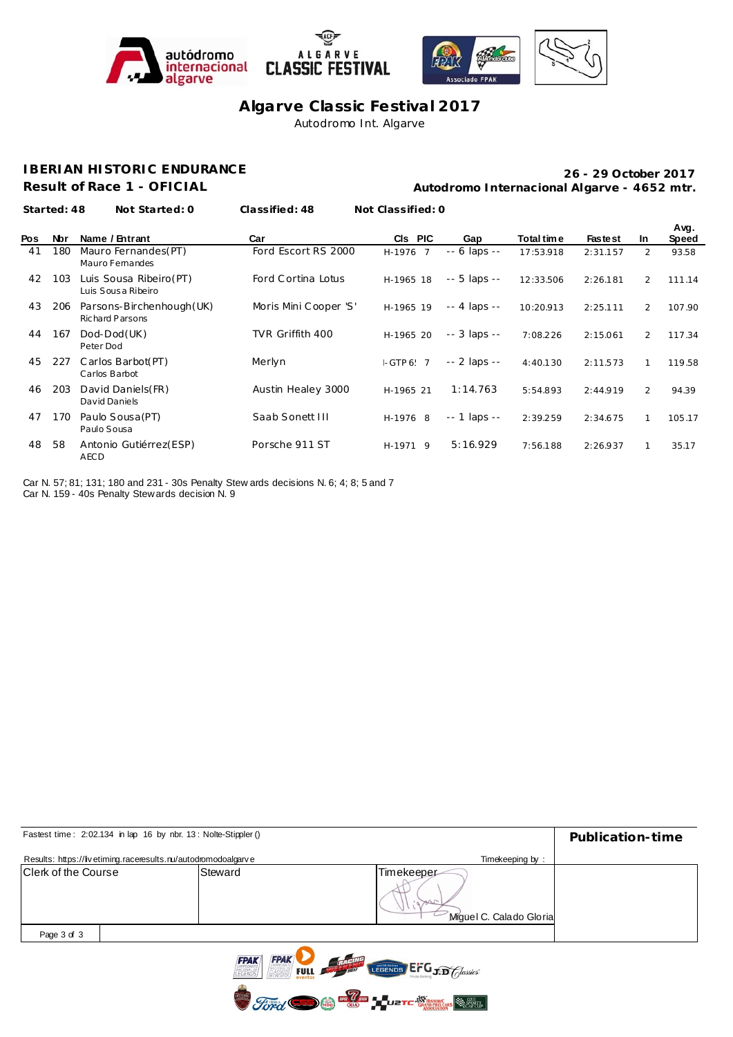# Algarve Classic Festival 2017

Autodromo Int. Algarve

## IBERIAN HISTORIC ENDURANCE

**Result of Race 1 - OFICIAL**

**26 - 29 October 2017**

**Autodromo Internacional Algarve - 4652 mtr.**

**Started: 48** **Not Started: 0** **Classified: 48** **Not Classified: 0**

| Pos | Nbr | Name / Entrant | Car | Cls | PIC | Gap | Total time | Fastest | In | Avg. Speed |
|---|---|---|---|---|---|---|---|---|---|---|
| 41 | 180 | Mauro Fernandes(PT) Mauro Fernandes | Ford Escort RS 2000 | H-1976 | 7 | -- 6 laps -- | 17:53.918 | 2:31.157 | 2 | 93.58 |
| 42 | 103 | Luis Sousa Ribeiro(PT) Luis Sousa Ribeiro | Ford Cortina Lotus | H-1965 | 18 | -- 5 laps -- | 12:33.506 | 2:26.181 | 2 | 111.14 |
| 43 | 206 | Parsons-Birchenhough(UK) Richard Parsons | Moris Mini Cooper 'S' | H-1965 | 19 | -- 4 laps -- | 10:20.913 | 2:25.111 | 2 | 107.90 |
| 44 | 167 | Dod-Dod(UK) Peter Dod | TVR Griffith 400 | H-1965 | 20 | -- 3 laps -- | 7:08.226 | 2:15.061 | 2 | 117.34 |
| 45 | 227 | Carlos Barbot(PT) Carlos Barbot | Merlyn | I-GTP 6! | 7 | -- 2 laps -- | 4:40.130 | 2:11.573 | 1 | 119.58 |
| 46 | 203 | David Daniels(FR) David Daniels | Austin Healey 3000 | H-1965 | 21 | 1:14.763 | 5:54.893 | 2:44.919 | 2 | 94.39 |
| 47 | 170 | Paulo Sousa(PT) Paulo Sousa | Saab Sonett III | H-1976 | 8 | -- 1 laps -- | 2:39.259 | 2:34.675 | 1 | 105.17 |
| 48 | 58 | Antonio Gutiérrez(ESP) AECD | Porsche 911 ST | H-1971 | 9 | 5:16.929 | 7:56.188 | 2:26.937 | 1 | 35.17 |

Car N. 57; 81; 131; 180 and 231 - 30s Penalty Stewards decisions N. 6; 4; 8; 5 and 7
Car N. 159 - 40s Penalty Stewards decision N. 9

Fastest time : 2:02.134 in lap 16 by nbr. 13 : Nolte-Stippler ()

Results: https://livetiming.raceresults.nu/autodromodoalgarve

Timekeeping by :

**Publication-time**

| Clerk of the Course | Steward | Timekeeper |
|---|---|---|
| | | Miguel C. Calado Gloria |